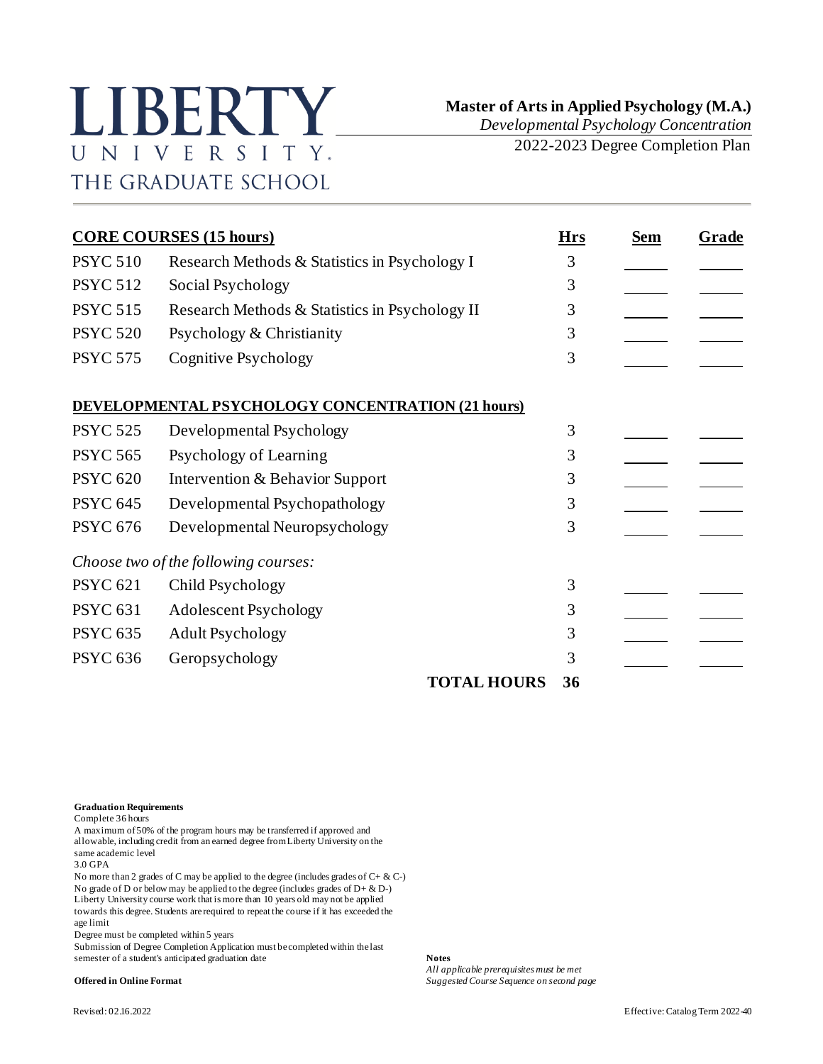# LIBERTY UNIVERSITY
## THE GRADUATE SCHOOL

**Master of Arts in Applied Psychology (M.A.)**
*Developmental Psychology Concentration*
2022-2023 Degree Completion Plan

| **CORE COURSES (15 hours)** | | **Hrs** | **Sem** | **Grade** |
|---|---|---|---|---|
| PSYC 510 | Research Methods & Statistics in Psychology I | 3 | ______ | ______ |
| PSYC 512 | Social Psychology | 3 | ______ | ______ |
| PSYC 515 | Research Methods & Statistics in Psychology II | 3 | ______ | ______ |
| PSYC 520 | Psychology & Christianity | 3 | ______ | ______ |
| PSYC 575 | Cognitive Psychology | 3 | ______ | ______ |
| **DEVELOPMENTAL PSYCHOLOGY CONCENTRATION (21 hours)** | | | | |
| PSYC 525 | Developmental Psychology | 3 | ______ | ______ |
| PSYC 565 | Psychology of Learning | 3 | ______ | ______ |
| PSYC 620 | Intervention & Behavior Support | 3 | ______ | ______ |
| PSYC 645 | Developmental Psychopathology | 3 | ______ | ______ |
| PSYC 676 | Developmental Neuropsychology | 3 | ______ | ______ |
| *Choose two of the following courses:* | | | | |
| PSYC 621 | Child Psychology | 3 | ______ | ______ |
| PSYC 631 | Adolescent Psychology | 3 | ______ | ______ |
| PSYC 635 | Adult Psychology | 3 | ______ | ______ |
| PSYC 636 | Geropsychology | 3 | ______ | ______ |
| | **TOTAL HOURS** | **36** | | |

**Graduation Requirements**
Complete 36 hours
A maximum of 50% of the program hours may be transferred if approved and allowable, including credit from an earned degree from Liberty University on the same academic level
3.0 GPA
No more than 2 grades of C may be applied to the degree (includes grades of C+ & C-)
No grade of D or below may be applied to the degree (includes grades of D+ & D-)
Liberty University course work that is more than 10 years old may not be applied towards this degree. Students are required to repeat the course if it has exceeded the age limit
Degree must be completed within 5 years
Submission of Degree Completion Application must be completed within the last semester of a student's anticipated graduation date

**Offered in Online Format**

**Notes**
*All applicable prerequisites must be met*
*Suggested Course Sequence on second page*

Revised: 02.16.2022

Effective: Catalog Term 2022-40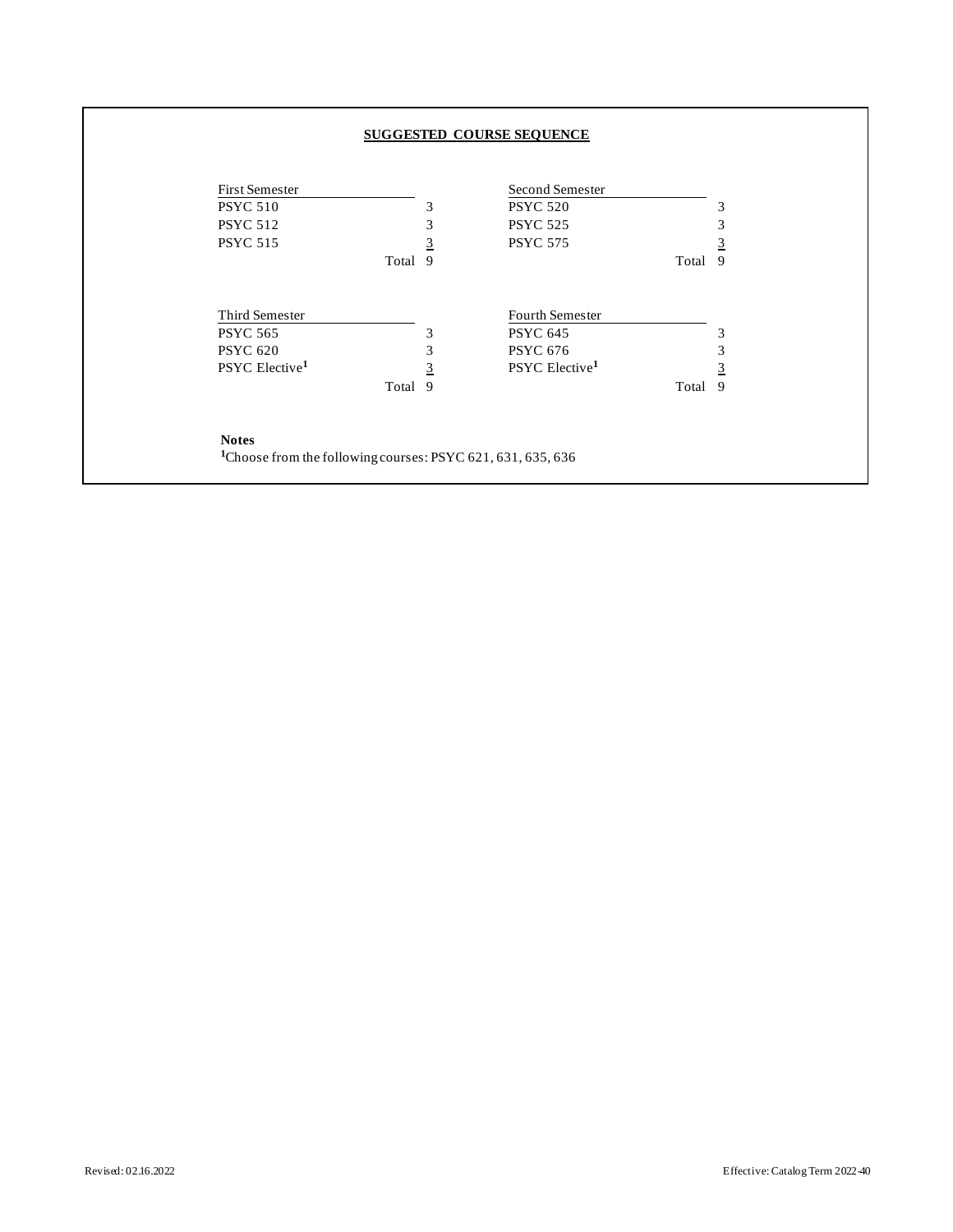## SUGGESTED COURSE SEQUENCE

| First Semester | | Second Semester | |
|---|---|---|---|
| PSYC 510 | 3 | PSYC 520 | 3 |
| PSYC 512 | 3 | PSYC 525 | 3 |
| PSYC 515 | 3 | PSYC 575 | 3 |
| Total | 9 | Total | 9 |

| Third Semester | | Fourth Semester | |
|---|---|---|---|
| PSYC 565 | 3 | PSYC 645 | 3 |
| PSYC 620 | 3 | PSYC 676 | 3 |
| PSYC Elective[1] | 3 | PSYC Elective[1] | 3 |
| Total | 9 | Total | 9 |

**Notes**

[1]Choose from the following courses: PSYC 621, 631, 635, 636

Revised: 02.16.2022

Effective: Catalog Term 2022-40